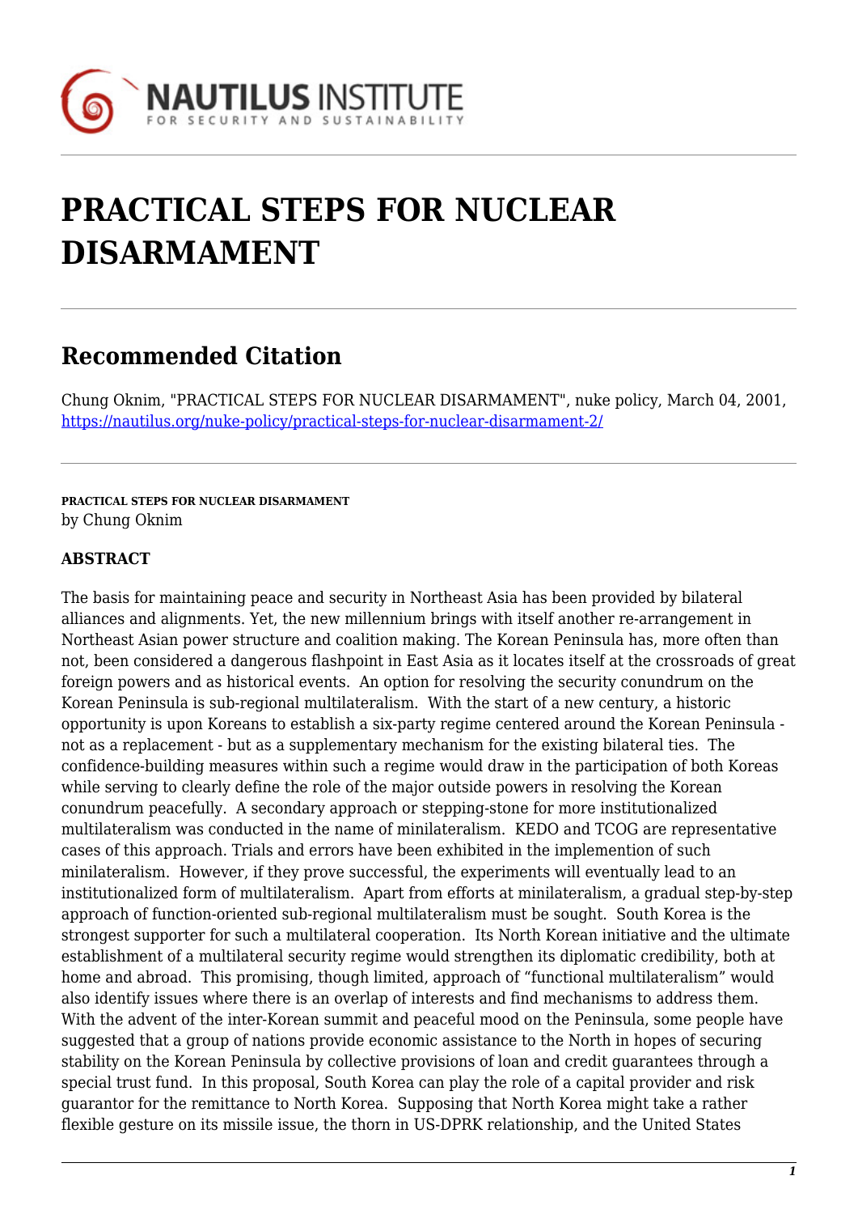# PRACTICAL STEPS FOR NUCLEAR DISARMAMENT

## Recommended Citation

Chung Oknim, "PRACTICAL STEPS FOR NUCLEAR DISARMAMENT", nuke policy, March 04, 2001, https://nautilus.org/nuke-policy/practical-steps-for-nuclear-disarmament-2/

**PRACTICAL STEPS FOR NUCLEAR DISARMAMENT**
by Chung Oknim

**ABSTRACT**

The basis for maintaining peace and security in Northeast Asia has been provided by bilateral alliances and alignments. Yet, the new millennium brings with itself another re-arrangement in Northeast Asian power structure and coalition making. The Korean Peninsula has, more often than not, been considered a dangerous flashpoint in East Asia as it locates itself at the crossroads of great foreign powers and as historical events. An option for resolving the security conundrum on the Korean Peninsula is sub-regional multilateralism. With the start of a new century, a historic opportunity is upon Koreans to establish a six-party regime centered around the Korean Peninsula - not as a replacement - but as a supplementary mechanism for the existing bilateral ties. The confidence-building measures within such a regime would draw in the participation of both Koreas while serving to clearly define the role of the major outside powers in resolving the Korean conundrum peacefully. A secondary approach or stepping-stone for more institutionalized multilateralism was conducted in the name of minilateralism. KEDO and TCOG are representative cases of this approach. Trials and errors have been exhibited in the implemention of such minilateralism. However, if they prove successful, the experiments will eventually lead to an institutionalized form of multilateralism. Apart from efforts at minilateralism, a gradual step-by-step approach of function-oriented sub-regional multilateralism must be sought. South Korea is the strongest supporter for such a multilateral cooperation. Its North Korean initiative and the ultimate establishment of a multilateral security regime would strengthen its diplomatic credibility, both at home and abroad. This promising, though limited, approach of "functional multilateralism" would also identify issues where there is an overlap of interests and find mechanisms to address them. With the advent of the inter-Korean summit and peaceful mood on the Peninsula, some people have suggested that a group of nations provide economic assistance to the North in hopes of securing stability on the Korean Peninsula by collective provisions of loan and credit guarantees through a special trust fund. In this proposal, South Korea can play the role of a capital provider and risk guarantor for the remittance to North Korea. Supposing that North Korea might take a rather flexible gesture on its missile issue, the thorn in US-DPRK relationship, and the United States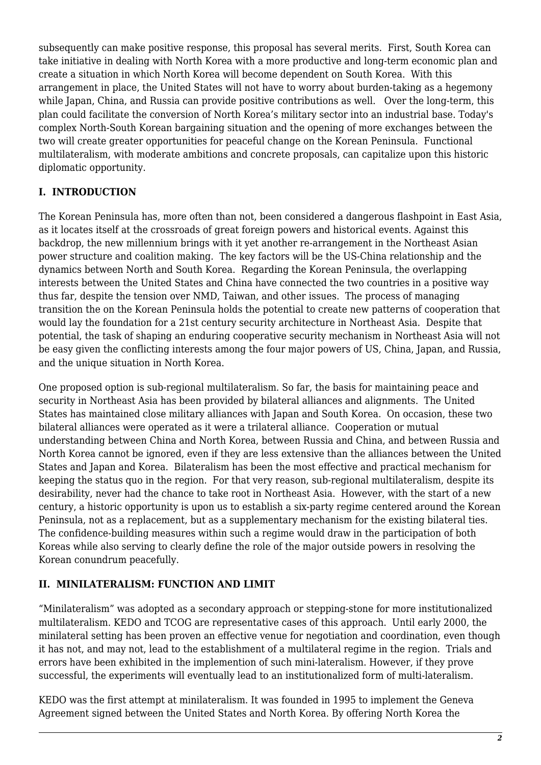subsequently can make positive response, this proposal has several merits. First, South Korea can take initiative in dealing with North Korea with a more productive and long-term economic plan and create a situation in which North Korea will become dependent on South Korea. With this arrangement in place, the United States will not have to worry about burden-taking as a hegemony while Japan, China, and Russia can provide positive contributions as well. Over the long-term, this plan could facilitate the conversion of North Korea's military sector into an industrial base. Today's complex North-South Korean bargaining situation and the opening of more exchanges between the two will create greater opportunities for peaceful change on the Korean Peninsula. Functional multilateralism, with moderate ambitions and concrete proposals, can capitalize upon this historic diplomatic opportunity.

## I. INTRODUCTION

The Korean Peninsula has, more often than not, been considered a dangerous flashpoint in East Asia, as it locates itself at the crossroads of great foreign powers and historical events. Against this backdrop, the new millennium brings with it yet another re-arrangement in the Northeast Asian power structure and coalition making. The key factors will be the US-China relationship and the dynamics between North and South Korea. Regarding the Korean Peninsula, the overlapping interests between the United States and China have connected the two countries in a positive way thus far, despite the tension over NMD, Taiwan, and other issues. The process of managing transition the on the Korean Peninsula holds the potential to create new patterns of cooperation that would lay the foundation for a 21st century security architecture in Northeast Asia. Despite that potential, the task of shaping an enduring cooperative security mechanism in Northeast Asia will not be easy given the conflicting interests among the four major powers of US, China, Japan, and Russia, and the unique situation in North Korea.

One proposed option is sub-regional multilateralism. So far, the basis for maintaining peace and security in Northeast Asia has been provided by bilateral alliances and alignments. The United States has maintained close military alliances with Japan and South Korea. On occasion, these two bilateral alliances were operated as it were a trilateral alliance. Cooperation or mutual understanding between China and North Korea, between Russia and China, and between Russia and North Korea cannot be ignored, even if they are less extensive than the alliances between the United States and Japan and Korea. Bilateralism has been the most effective and practical mechanism for keeping the status quo in the region. For that very reason, sub-regional multilateralism, despite its desirability, never had the chance to take root in Northeast Asia. However, with the start of a new century, a historic opportunity is upon us to establish a six-party regime centered around the Korean Peninsula, not as a replacement, but as a supplementary mechanism for the existing bilateral ties. The confidence-building measures within such a regime would draw in the participation of both Koreas while also serving to clearly define the role of the major outside powers in resolving the Korean conundrum peacefully.

## II. MINILATERALISM: FUNCTION AND LIMIT

"Minilateralism" was adopted as a secondary approach or stepping-stone for more institutionalized multilateralism. KEDO and TCOG are representative cases of this approach. Until early 2000, the minilateral setting has been proven an effective venue for negotiation and coordination, even though it has not, and may not, lead to the establishment of a multilateral regime in the region. Trials and errors have been exhibited in the implemention of such mini-lateralism. However, if they prove successful, the experiments will eventually lead to an institutionalized form of multi-lateralism.

KEDO was the first attempt at minilateralism. It was founded in 1995 to implement the Geneva Agreement signed between the United States and North Korea. By offering North Korea the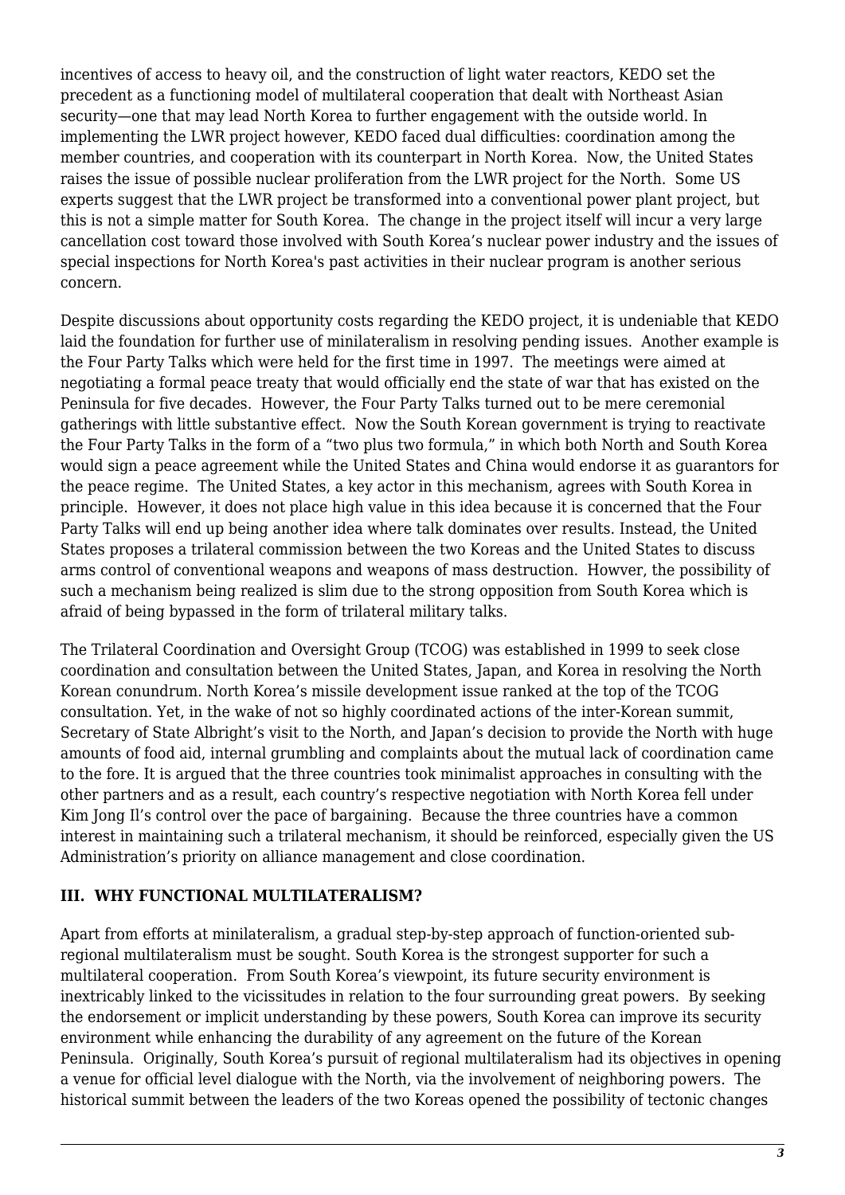incentives of access to heavy oil, and the construction of light water reactors, KEDO set the precedent as a functioning model of multilateral cooperation that dealt with Northeast Asian security—one that may lead North Korea to further engagement with the outside world. In implementing the LWR project however, KEDO faced dual difficulties: coordination among the member countries, and cooperation with its counterpart in North Korea. Now, the United States raises the issue of possible nuclear proliferation from the LWR project for the North. Some US experts suggest that the LWR project be transformed into a conventional power plant project, but this is not a simple matter for South Korea. The change in the project itself will incur a very large cancellation cost toward those involved with South Korea's nuclear power industry and the issues of special inspections for North Korea's past activities in their nuclear program is another serious concern.

Despite discussions about opportunity costs regarding the KEDO project, it is undeniable that KEDO laid the foundation for further use of minilateralism in resolving pending issues. Another example is the Four Party Talks which were held for the first time in 1997. The meetings were aimed at negotiating a formal peace treaty that would officially end the state of war that has existed on the Peninsula for five decades. However, the Four Party Talks turned out to be mere ceremonial gatherings with little substantive effect. Now the South Korean government is trying to reactivate the Four Party Talks in the form of a "two plus two formula," in which both North and South Korea would sign a peace agreement while the United States and China would endorse it as guarantors for the peace regime. The United States, a key actor in this mechanism, agrees with South Korea in principle. However, it does not place high value in this idea because it is concerned that the Four Party Talks will end up being another idea where talk dominates over results. Instead, the United States proposes a trilateral commission between the two Koreas and the United States to discuss arms control of conventional weapons and weapons of mass destruction. Howver, the possibility of such a mechanism being realized is slim due to the strong opposition from South Korea which is afraid of being bypassed in the form of trilateral military talks.

The Trilateral Coordination and Oversight Group (TCOG) was established in 1999 to seek close coordination and consultation between the United States, Japan, and Korea in resolving the North Korean conundrum. North Korea's missile development issue ranked at the top of the TCOG consultation. Yet, in the wake of not so highly coordinated actions of the inter-Korean summit, Secretary of State Albright's visit to the North, and Japan's decision to provide the North with huge amounts of food aid, internal grumbling and complaints about the mutual lack of coordination came to the fore. It is argued that the three countries took minimalist approaches in consulting with the other partners and as a result, each country's respective negotiation with North Korea fell under Kim Jong Il's control over the pace of bargaining. Because the three countries have a common interest in maintaining such a trilateral mechanism, it should be reinforced, especially given the US Administration's priority on alliance management and close coordination.

## III. WHY FUNCTIONAL MULTILATERALISM?

Apart from efforts at minilateralism, a gradual step-by-step approach of function-oriented sub-regional multilateralism must be sought. South Korea is the strongest supporter for such a multilateral cooperation. From South Korea's viewpoint, its future security environment is inextricably linked to the vicissitudes in relation to the four surrounding great powers. By seeking the endorsement or implicit understanding by these powers, South Korea can improve its security environment while enhancing the durability of any agreement on the future of the Korean Peninsula. Originally, South Korea's pursuit of regional multilateralism had its objectives in opening a venue for official level dialogue with the North, via the involvement of neighboring powers. The historical summit between the leaders of the two Koreas opened the possibility of tectonic changes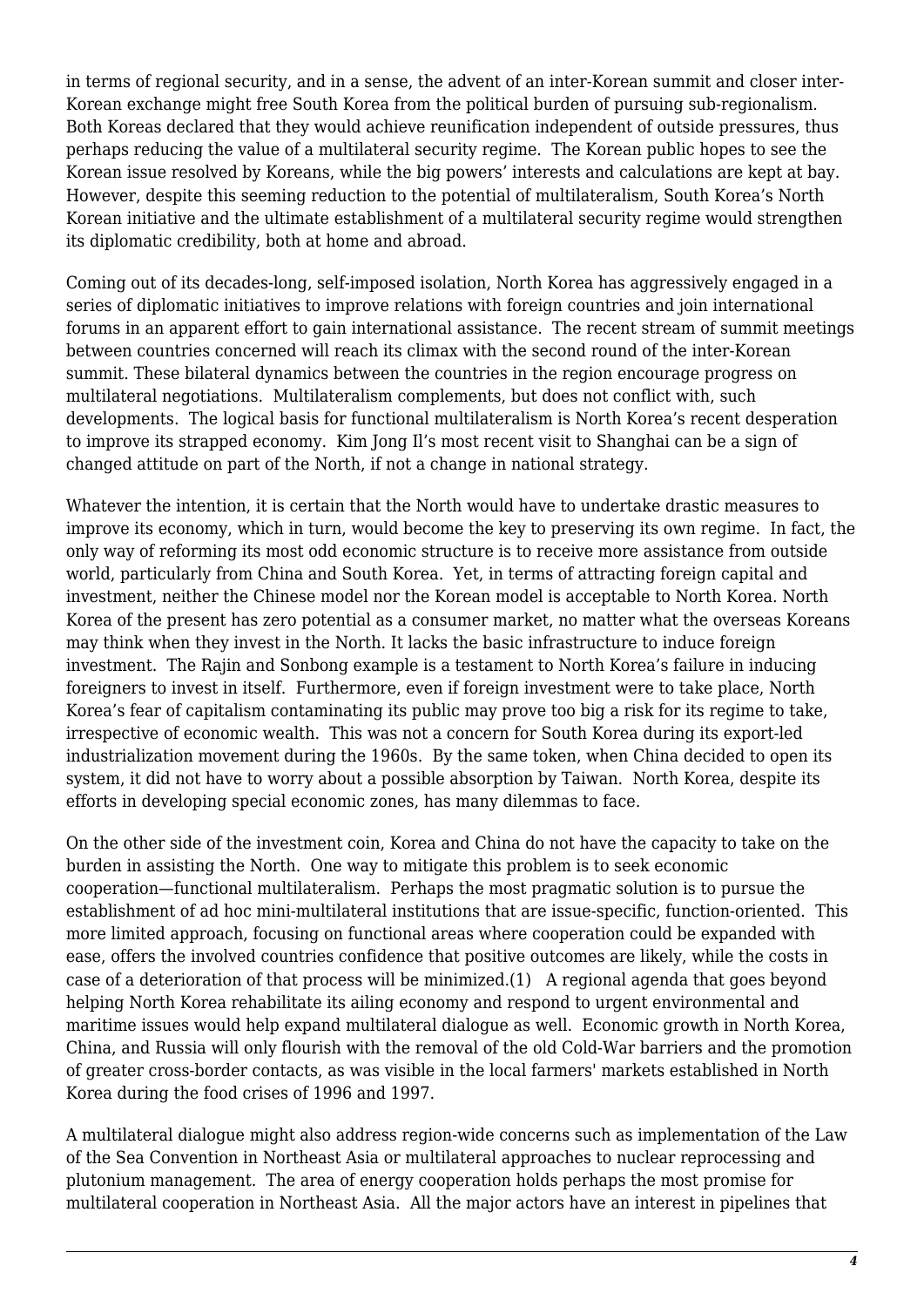in terms of regional security, and in a sense, the advent of an inter-Korean summit and closer inter-Korean exchange might free South Korea from the political burden of pursuing sub-regionalism. Both Koreas declared that they would achieve reunification independent of outside pressures, thus perhaps reducing the value of a multilateral security regime. The Korean public hopes to see the Korean issue resolved by Koreans, while the big powers' interests and calculations are kept at bay. However, despite this seeming reduction to the potential of multilateralism, South Korea's North Korean initiative and the ultimate establishment of a multilateral security regime would strengthen its diplomatic credibility, both at home and abroad.

Coming out of its decades-long, self-imposed isolation, North Korea has aggressively engaged in a series of diplomatic initiatives to improve relations with foreign countries and join international forums in an apparent effort to gain international assistance. The recent stream of summit meetings between countries concerned will reach its climax with the second round of the inter-Korean summit. These bilateral dynamics between the countries in the region encourage progress on multilateral negotiations. Multilateralism complements, but does not conflict with, such developments. The logical basis for functional multilateralism is North Korea's recent desperation to improve its strapped economy. Kim Jong Il's most recent visit to Shanghai can be a sign of changed attitude on part of the North, if not a change in national strategy.

Whatever the intention, it is certain that the North would have to undertake drastic measures to improve its economy, which in turn, would become the key to preserving its own regime. In fact, the only way of reforming its most odd economic structure is to receive more assistance from outside world, particularly from China and South Korea. Yet, in terms of attracting foreign capital and investment, neither the Chinese model nor the Korean model is acceptable to North Korea. North Korea of the present has zero potential as a consumer market, no matter what the overseas Koreans may think when they invest in the North. It lacks the basic infrastructure to induce foreign investment. The Rajin and Sonbong example is a testament to North Korea's failure in inducing foreigners to invest in itself. Furthermore, even if foreign investment were to take place, North Korea's fear of capitalism contaminating its public may prove too big a risk for its regime to take, irrespective of economic wealth. This was not a concern for South Korea during its export-led industrialization movement during the 1960s. By the same token, when China decided to open its system, it did not have to worry about a possible absorption by Taiwan. North Korea, despite its efforts in developing special economic zones, has many dilemmas to face.

On the other side of the investment coin, Korea and China do not have the capacity to take on the burden in assisting the North. One way to mitigate this problem is to seek economic cooperation—functional multilateralism. Perhaps the most pragmatic solution is to pursue the establishment of ad hoc mini-multilateral institutions that are issue-specific, function-oriented. This more limited approach, focusing on functional areas where cooperation could be expanded with ease, offers the involved countries confidence that positive outcomes are likely, while the costs in case of a deterioration of that process will be minimized.(1) A regional agenda that goes beyond helping North Korea rehabilitate its ailing economy and respond to urgent environmental and maritime issues would help expand multilateral dialogue as well. Economic growth in North Korea, China, and Russia will only flourish with the removal of the old Cold-War barriers and the promotion of greater cross-border contacts, as was visible in the local farmers' markets established in North Korea during the food crises of 1996 and 1997.

A multilateral dialogue might also address region-wide concerns such as implementation of the Law of the Sea Convention in Northeast Asia or multilateral approaches to nuclear reprocessing and plutonium management. The area of energy cooperation holds perhaps the most promise for multilateral cooperation in Northeast Asia. All the major actors have an interest in pipelines that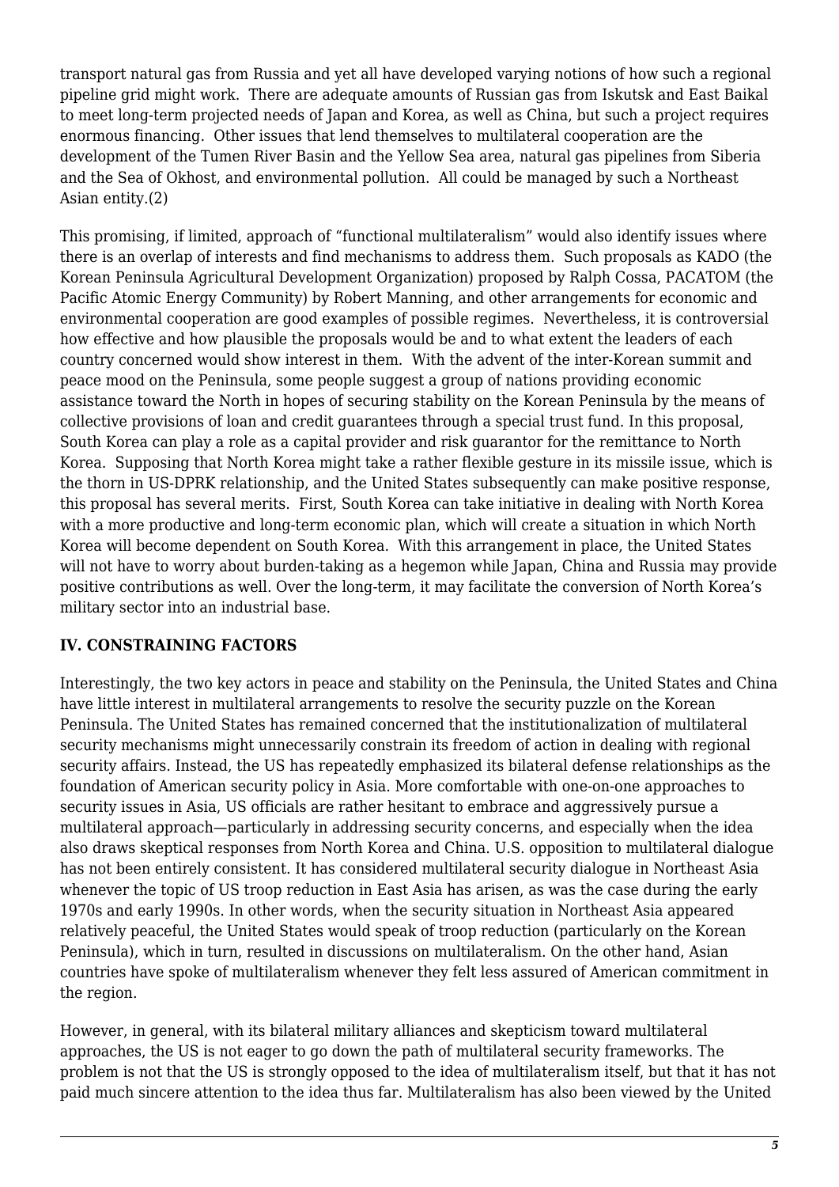transport natural gas from Russia and yet all have developed varying notions of how such a regional pipeline grid might work. There are adequate amounts of Russian gas from Iskutsk and East Baikal to meet long-term projected needs of Japan and Korea, as well as China, but such a project requires enormous financing. Other issues that lend themselves to multilateral cooperation are the development of the Tumen River Basin and the Yellow Sea area, natural gas pipelines from Siberia and the Sea of Okhost, and environmental pollution. All could be managed by such a Northeast Asian entity.(2)

This promising, if limited, approach of "functional multilateralism" would also identify issues where there is an overlap of interests and find mechanisms to address them. Such proposals as KADO (the Korean Peninsula Agricultural Development Organization) proposed by Ralph Cossa, PACATOM (the Pacific Atomic Energy Community) by Robert Manning, and other arrangements for economic and environmental cooperation are good examples of possible regimes. Nevertheless, it is controversial how effective and how plausible the proposals would be and to what extent the leaders of each country concerned would show interest in them. With the advent of the inter-Korean summit and peace mood on the Peninsula, some people suggest a group of nations providing economic assistance toward the North in hopes of securing stability on the Korean Peninsula by the means of collective provisions of loan and credit guarantees through a special trust fund. In this proposal, South Korea can play a role as a capital provider and risk guarantor for the remittance to North Korea. Supposing that North Korea might take a rather flexible gesture in its missile issue, which is the thorn in US-DPRK relationship, and the United States subsequently can make positive response, this proposal has several merits. First, South Korea can take initiative in dealing with North Korea with a more productive and long-term economic plan, which will create a situation in which North Korea will become dependent on South Korea. With this arrangement in place, the United States will not have to worry about burden-taking as a hegemon while Japan, China and Russia may provide positive contributions as well. Over the long-term, it may facilitate the conversion of North Korea's military sector into an industrial base.

## IV. CONSTRAINING FACTORS

Interestingly, the two key actors in peace and stability on the Peninsula, the United States and China have little interest in multilateral arrangements to resolve the security puzzle on the Korean Peninsula. The United States has remained concerned that the institutionalization of multilateral security mechanisms might unnecessarily constrain its freedom of action in dealing with regional security affairs. Instead, the US has repeatedly emphasized its bilateral defense relationships as the foundation of American security policy in Asia. More comfortable with one-on-one approaches to security issues in Asia, US officials are rather hesitant to embrace and aggressively pursue a multilateral approach—particularly in addressing security concerns, and especially when the idea also draws skeptical responses from North Korea and China. U.S. opposition to multilateral dialogue has not been entirely consistent. It has considered multilateral security dialogue in Northeast Asia whenever the topic of US troop reduction in East Asia has arisen, as was the case during the early 1970s and early 1990s. In other words, when the security situation in Northeast Asia appeared relatively peaceful, the United States would speak of troop reduction (particularly on the Korean Peninsula), which in turn, resulted in discussions on multilateralism. On the other hand, Asian countries have spoke of multilateralism whenever they felt less assured of American commitment in the region.

However, in general, with its bilateral military alliances and skepticism toward multilateral approaches, the US is not eager to go down the path of multilateral security frameworks. The problem is not that the US is strongly opposed to the idea of multilateralism itself, but that it has not paid much sincere attention to the idea thus far. Multilateralism has also been viewed by the United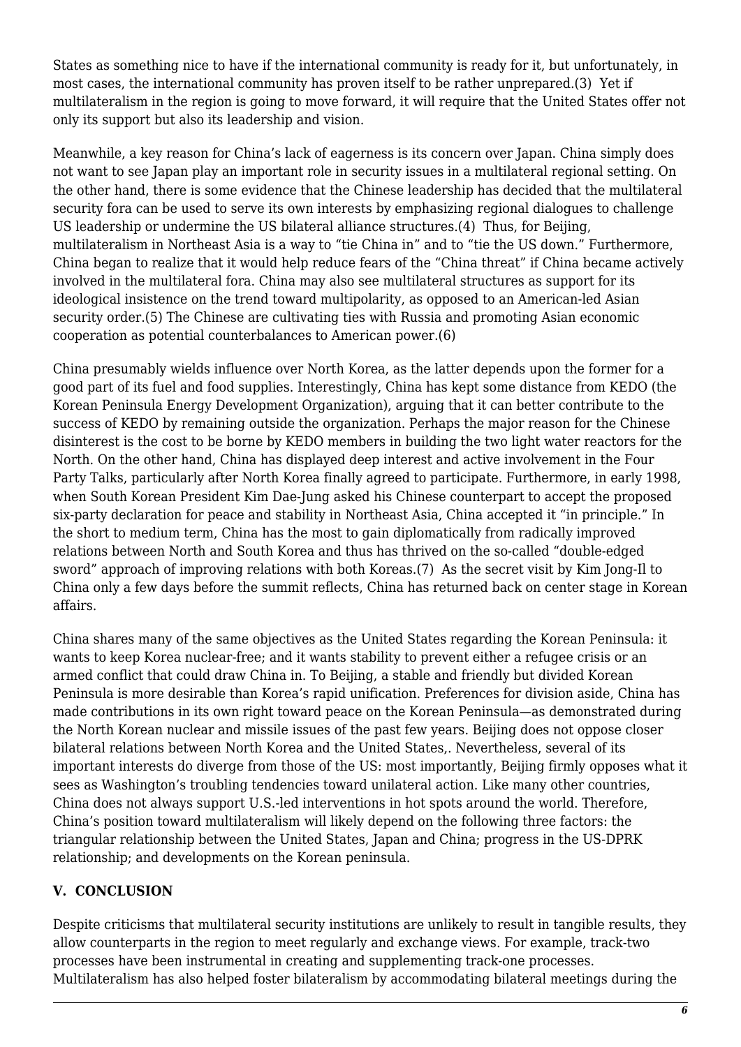States as something nice to have if the international community is ready for it, but unfortunately, in most cases, the international community has proven itself to be rather unprepared.(3)  Yet if multilateralism in the region is going to move forward, it will require that the United States offer not only its support but also its leadership and vision.

Meanwhile, a key reason for China's lack of eagerness is its concern over Japan. China simply does not want to see Japan play an important role in security issues in a multilateral regional setting. On the other hand, there is some evidence that the Chinese leadership has decided that the multilateral security fora can be used to serve its own interests by emphasizing regional dialogues to challenge US leadership or undermine the US bilateral alliance structures.(4)  Thus, for Beijing, multilateralism in Northeast Asia is a way to "tie China in" and to "tie the US down." Furthermore, China began to realize that it would help reduce fears of the "China threat" if China became actively involved in the multilateral fora. China may also see multilateral structures as support for its ideological insistence on the trend toward multipolarity, as opposed to an American-led Asian security order.(5) The Chinese are cultivating ties with Russia and promoting Asian economic cooperation as potential counterbalances to American power.(6)

China presumably wields influence over North Korea, as the latter depends upon the former for a good part of its fuel and food supplies. Interestingly, China has kept some distance from KEDO (the Korean Peninsula Energy Development Organization), arguing that it can better contribute to the success of KEDO by remaining outside the organization. Perhaps the major reason for the Chinese disinterest is the cost to be borne by KEDO members in building the two light water reactors for the North. On the other hand, China has displayed deep interest and active involvement in the Four Party Talks, particularly after North Korea finally agreed to participate. Furthermore, in early 1998, when South Korean President Kim Dae-Jung asked his Chinese counterpart to accept the proposed six-party declaration for peace and stability in Northeast Asia, China accepted it "in principle." In the short to medium term, China has the most to gain diplomatically from radically improved relations between North and South Korea and thus has thrived on the so-called "double-edged sword" approach of improving relations with both Koreas.(7)  As the secret visit by Kim Jong-Il to China only a few days before the summit reflects, China has returned back on center stage in Korean affairs.

China shares many of the same objectives as the United States regarding the Korean Peninsula: it wants to keep Korea nuclear-free; and it wants stability to prevent either a refugee crisis or an armed conflict that could draw China in. To Beijing, a stable and friendly but divided Korean Peninsula is more desirable than Korea's rapid unification. Preferences for division aside, China has made contributions in its own right toward peace on the Korean Peninsula—as demonstrated during the North Korean nuclear and missile issues of the past few years. Beijing does not oppose closer bilateral relations between North Korea and the United States,. Nevertheless, several of its important interests do diverge from those of the US: most importantly, Beijing firmly opposes what it sees as Washington's troubling tendencies toward unilateral action. Like many other countries, China does not always support U.S.-led interventions in hot spots around the world. Therefore, China's position toward multilateralism will likely depend on the following three factors: the triangular relationship between the United States, Japan and China; progress in the US-DPRK relationship; and developments on the Korean peninsula.

## V. CONCLUSION

Despite criticisms that multilateral security institutions are unlikely to result in tangible results, they allow counterparts in the region to meet regularly and exchange views. For example, track-two processes have been instrumental in creating and supplementing track-one processes. Multilateralism has also helped foster bilateralism by accommodating bilateral meetings during the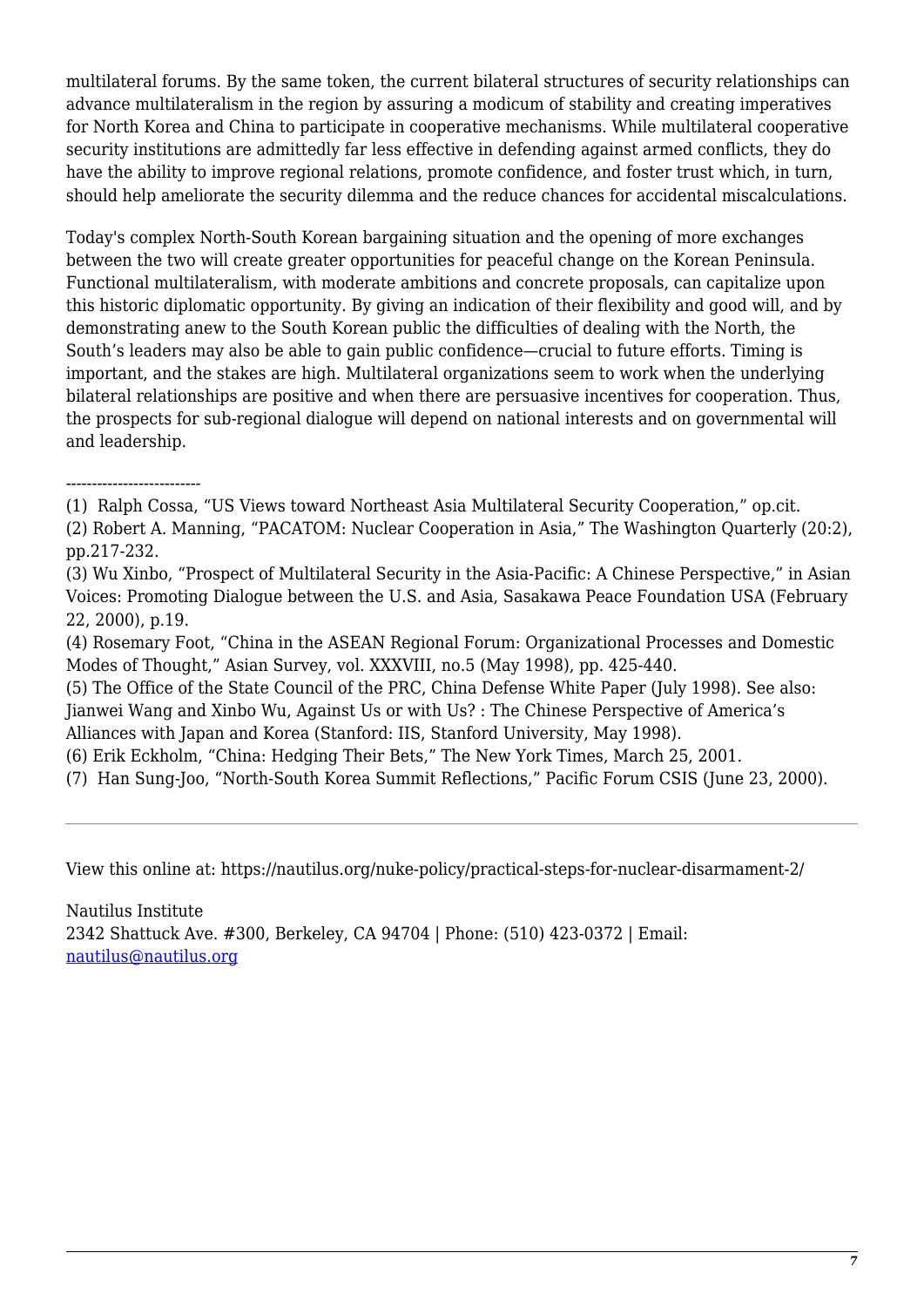multilateral forums. By the same token, the current bilateral structures of security relationships can advance multilateralism in the region by assuring a modicum of stability and creating imperatives for North Korea and China to participate in cooperative mechanisms. While multilateral cooperative security institutions are admittedly far less effective in defending against armed conflicts, they do have the ability to improve regional relations, promote confidence, and foster trust which, in turn, should help ameliorate the security dilemma and the reduce chances for accidental miscalculations.

Today's complex North-South Korean bargaining situation and the opening of more exchanges between the two will create greater opportunities for peaceful change on the Korean Peninsula. Functional multilateralism, with moderate ambitions and concrete proposals, can capitalize upon this historic diplomatic opportunity. By giving an indication of their flexibility and good will, and by demonstrating anew to the South Korean public the difficulties of dealing with the North, the South's leaders may also be able to gain public confidence—crucial to future efforts. Timing is important, and the stakes are high. Multilateral organizations seem to work when the underlying bilateral relationships are positive and when there are persuasive incentives for cooperation. Thus, the prospects for sub-regional dialogue will depend on national interests and on governmental will and leadership.

--------------------------

(1) Ralph Cossa, "US Views toward Northeast Asia Multilateral Security Cooperation," op.cit.
(2) Robert A. Manning, "PACATOM: Nuclear Cooperation in Asia," The Washington Quarterly (20:2), pp.217-232.
(3) Wu Xinbo, "Prospect of Multilateral Security in the Asia-Pacific: A Chinese Perspective," in Asian Voices: Promoting Dialogue between the U.S. and Asia, Sasakawa Peace Foundation USA (February 22, 2000), p.19.
(4) Rosemary Foot, "China in the ASEAN Regional Forum: Organizational Processes and Domestic Modes of Thought," Asian Survey, vol. XXXVIII, no.5 (May 1998), pp. 425-440.
(5) The Office of the State Council of the PRC, China Defense White Paper (July 1998). See also: Jianwei Wang and Xinbo Wu, Against Us or with Us? : The Chinese Perspective of America's Alliances with Japan and Korea (Stanford: IIS, Stanford University, May 1998).
(6) Erik Eckholm, "China: Hedging Their Bets," The New York Times, March 25, 2001.
(7) Han Sung-Joo, "North-South Korea Summit Reflections," Pacific Forum CSIS (June 23, 2000).

---

View this online at: https://nautilus.org/nuke-policy/practical-steps-for-nuclear-disarmament-2/

Nautilus Institute
2342 Shattuck Ave. #300, Berkeley, CA 94704 | Phone: (510) 423-0372 | Email: nautilus@nautilus.org